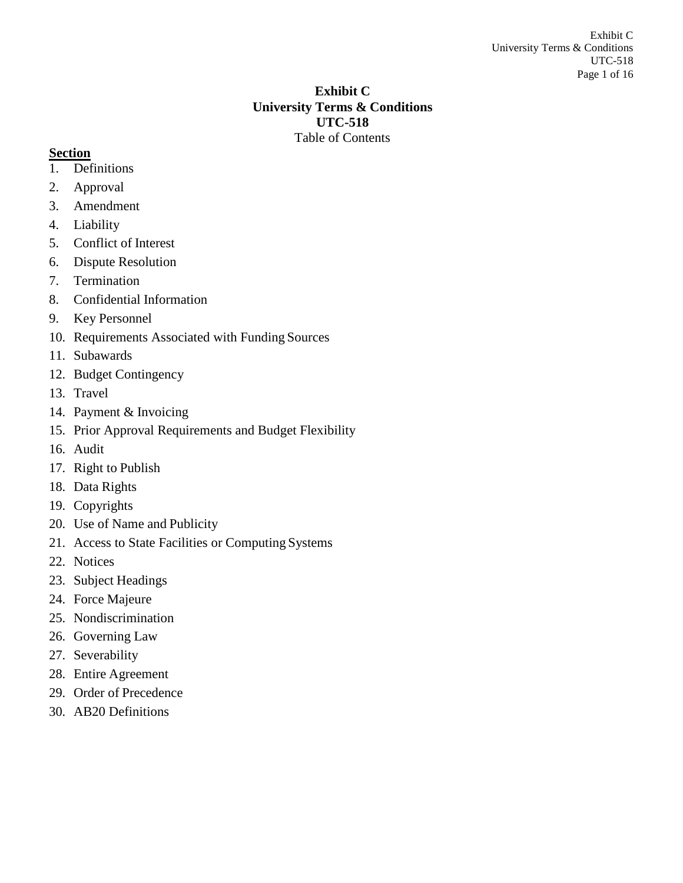# Exhibit C
# University Terms & Conditions
# UTC-518

Table of Contents

**Section**

1. Definitions
2. Approval
3. Amendment
4. Liability
5. Conflict of Interest
6. Dispute Resolution
7. Termination
8. Confidential Information
9. Key Personnel
10. Requirements Associated with Funding Sources
11. Subawards
12. Budget Contingency
13. Travel
14. Payment & Invoicing
15. Prior Approval Requirements and Budget Flexibility
16. Audit
17. Right to Publish
18. Data Rights
19. Copyrights
20. Use of Name and Publicity
21. Access to State Facilities or Computing Systems
22. Notices
23. Subject Headings
24. Force Majeure
25. Nondiscrimination
26. Governing Law
27. Severability
28. Entire Agreement
29. Order of Precedence
30. AB20 Definitions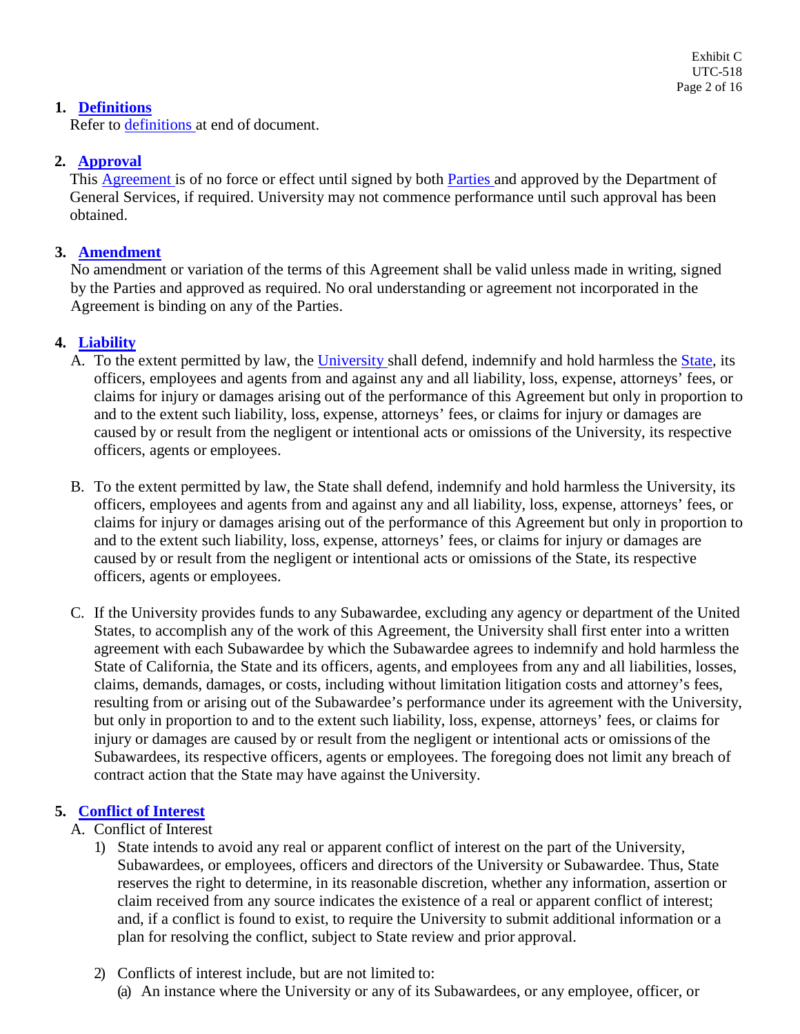## 1. Definitions

Refer to definitions at end of document.

## 2. Approval

This Agreement is of no force or effect until signed by both Parties and approved by the Department of General Services, if required. University may not commence performance until such approval has been obtained.

## 3. Amendment

No amendment or variation of the terms of this Agreement shall be valid unless made in writing, signed by the Parties and approved as required. No oral understanding or agreement not incorporated in the Agreement is binding on any of the Parties.

## 4. Liability

A. To the extent permitted by law, the University shall defend, indemnify and hold harmless the State, its officers, employees and agents from and against any and all liability, loss, expense, attorneys' fees, or claims for injury or damages arising out of the performance of this Agreement but only in proportion to and to the extent such liability, loss, expense, attorneys' fees, or claims for injury or damages are caused by or result from the negligent or intentional acts or omissions of the University, its respective officers, agents or employees.

B. To the extent permitted by law, the State shall defend, indemnify and hold harmless the University, its officers, employees and agents from and against any and all liability, loss, expense, attorneys' fees, or claims for injury or damages arising out of the performance of this Agreement but only in proportion to and to the extent such liability, loss, expense, attorneys' fees, or claims for injury or damages are caused by or result from the negligent or intentional acts or omissions of the State, its respective officers, agents or employees.

C. If the University provides funds to any Subawardee, excluding any agency or department of the United States, to accomplish any of the work of this Agreement, the University shall first enter into a written agreement with each Subawardee by which the Subawardee agrees to indemnify and hold harmless the State of California, the State and its officers, agents, and employees from any and all liabilities, losses, claims, demands, damages, or costs, including without limitation litigation costs and attorney's fees, resulting from or arising out of the Subawardee's performance under its agreement with the University, but only in proportion to and to the extent such liability, loss, expense, attorneys' fees, or claims for injury or damages are caused by or result from the negligent or intentional acts or omissions of the Subawardees, its respective officers, agents or employees. The foregoing does not limit any breach of contract action that the State may have against the University.

## 5. Conflict of Interest

A. Conflict of Interest

1) State intends to avoid any real or apparent conflict of interest on the part of the University, Subawardees, or employees, officers and directors of the University or Subawardee. Thus, State reserves the right to determine, in its reasonable discretion, whether any information, assertion or claim received from any source indicates the existence of a real or apparent conflict of interest; and, if a conflict is found to exist, to require the University to submit additional information or a plan for resolving the conflict, subject to State review and prior approval.

2) Conflicts of interest include, but are not limited to:

(a) An instance where the University or any of its Subawardees, or any employee, officer, or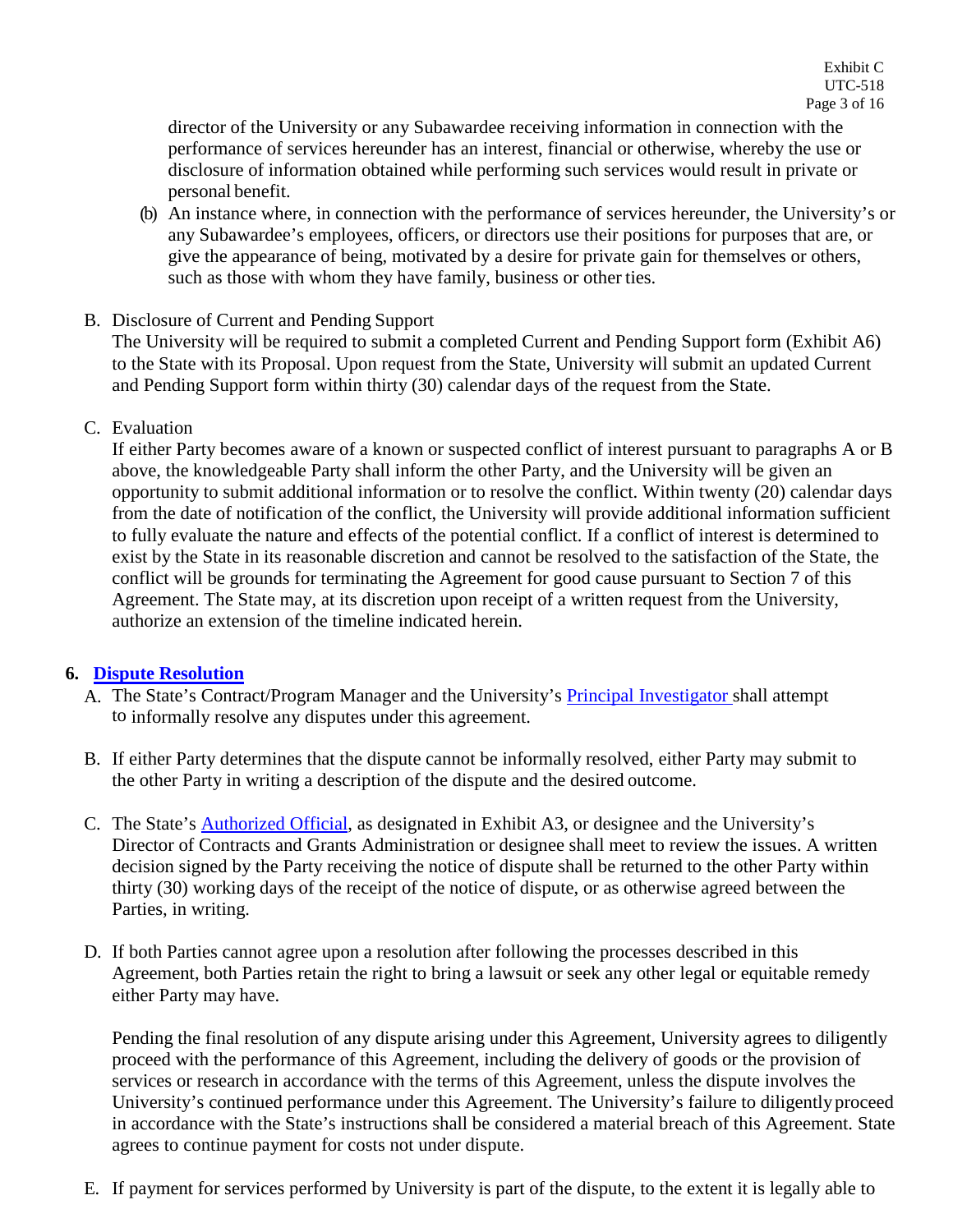director of the University or any Subawardee receiving information in connection with the performance of services hereunder has an interest, financial or otherwise, whereby the use or disclosure of information obtained while performing such services would result in private or personal benefit.

(b) An instance where, in connection with the performance of services hereunder, the University's or any Subawardee's employees, officers, or directors use their positions for purposes that are, or give the appearance of being, motivated by a desire for private gain for themselves or others, such as those with whom they have family, business or other ties.

B. Disclosure of Current and Pending Support
The University will be required to submit a completed Current and Pending Support form (Exhibit A6) to the State with its Proposal. Upon request from the State, University will submit an updated Current and Pending Support form within thirty (30) calendar days of the request from the State.

C. Evaluation
If either Party becomes aware of a known or suspected conflict of interest pursuant to paragraphs A or B above, the knowledgeable Party shall inform the other Party, and the University will be given an opportunity to submit additional information or to resolve the conflict. Within twenty (20) calendar days from the date of notification of the conflict, the University will provide additional information sufficient to fully evaluate the nature and effects of the potential conflict. If a conflict of interest is determined to exist by the State in its reasonable discretion and cannot be resolved to the satisfaction of the State, the conflict will be grounds for terminating the Agreement for good cause pursuant to Section 7 of this Agreement. The State may, at its discretion upon receipt of a written request from the University, authorize an extension of the timeline indicated herein.

## 6. Dispute Resolution

A. The State's Contract/Program Manager and the University's Principal Investigator shall attempt to informally resolve any disputes under this agreement.

B. If either Party determines that the dispute cannot be informally resolved, either Party may submit to the other Party in writing a description of the dispute and the desired outcome.

C. The State's Authorized Official, as designated in Exhibit A3, or designee and the University's Director of Contracts and Grants Administration or designee shall meet to review the issues. A written decision signed by the Party receiving the notice of dispute shall be returned to the other Party within thirty (30) working days of the receipt of the notice of dispute, or as otherwise agreed between the Parties, in writing.

D. If both Parties cannot agree upon a resolution after following the processes described in this Agreement, both Parties retain the right to bring a lawsuit or seek any other legal or equitable remedy either Party may have.

Pending the final resolution of any dispute arising under this Agreement, University agrees to diligently proceed with the performance of this Agreement, including the delivery of goods or the provision of services or research in accordance with the terms of this Agreement, unless the dispute involves the University's continued performance under this Agreement. The University's failure to diligently proceed in accordance with the State's instructions shall be considered a material breach of this Agreement. State agrees to continue payment for costs not under dispute.

E. If payment for services performed by University is part of the dispute, to the extent it is legally able to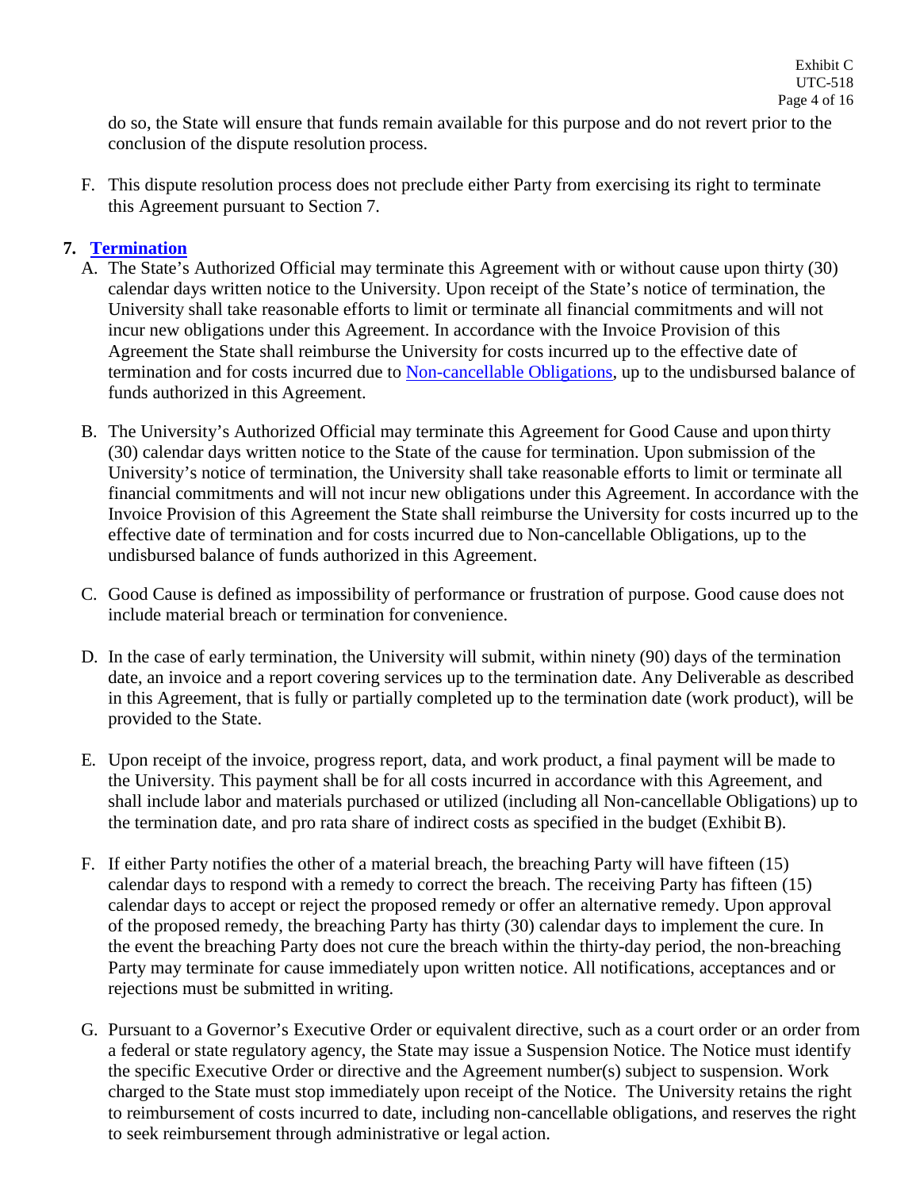do so, the State will ensure that funds remain available for this purpose and do not revert prior to the conclusion of the dispute resolution process.

F. This dispute resolution process does not preclude either Party from exercising its right to terminate this Agreement pursuant to Section 7.

## 7. Termination

A. The State's Authorized Official may terminate this Agreement with or without cause upon thirty (30) calendar days written notice to the University. Upon receipt of the State's notice of termination, the University shall take reasonable efforts to limit or terminate all financial commitments and will not incur new obligations under this Agreement. In accordance with the Invoice Provision of this Agreement the State shall reimburse the University for costs incurred up to the effective date of termination and for costs incurred due to Non-cancellable Obligations, up to the undisbursed balance of funds authorized in this Agreement.

B. The University's Authorized Official may terminate this Agreement for Good Cause and upon thirty (30) calendar days written notice to the State of the cause for termination. Upon submission of the University's notice of termination, the University shall take reasonable efforts to limit or terminate all financial commitments and will not incur new obligations under this Agreement. In accordance with the Invoice Provision of this Agreement the State shall reimburse the University for costs incurred up to the effective date of termination and for costs incurred due to Non-cancellable Obligations, up to the undisbursed balance of funds authorized in this Agreement.

C. Good Cause is defined as impossibility of performance or frustration of purpose. Good cause does not include material breach or termination for convenience.

D. In the case of early termination, the University will submit, within ninety (90) days of the termination date, an invoice and a report covering services up to the termination date. Any Deliverable as described in this Agreement, that is fully or partially completed up to the termination date (work product), will be provided to the State.

E. Upon receipt of the invoice, progress report, data, and work product, a final payment will be made to the University. This payment shall be for all costs incurred in accordance with this Agreement, and shall include labor and materials purchased or utilized (including all Non-cancellable Obligations) up to the termination date, and pro rata share of indirect costs as specified in the budget (Exhibit B).

F. If either Party notifies the other of a material breach, the breaching Party will have fifteen (15) calendar days to respond with a remedy to correct the breach. The receiving Party has fifteen (15) calendar days to accept or reject the proposed remedy or offer an alternative remedy. Upon approval of the proposed remedy, the breaching Party has thirty (30) calendar days to implement the cure. In the event the breaching Party does not cure the breach within the thirty-day period, the non-breaching Party may terminate for cause immediately upon written notice. All notifications, acceptances and or rejections must be submitted in writing.

G. Pursuant to a Governor's Executive Order or equivalent directive, such as a court order or an order from a federal or state regulatory agency, the State may issue a Suspension Notice. The Notice must identify the specific Executive Order or directive and the Agreement number(s) subject to suspension. Work charged to the State must stop immediately upon receipt of the Notice. The University retains the right to reimbursement of costs incurred to date, including non-cancellable obligations, and reserves the right to seek reimbursement through administrative or legal action.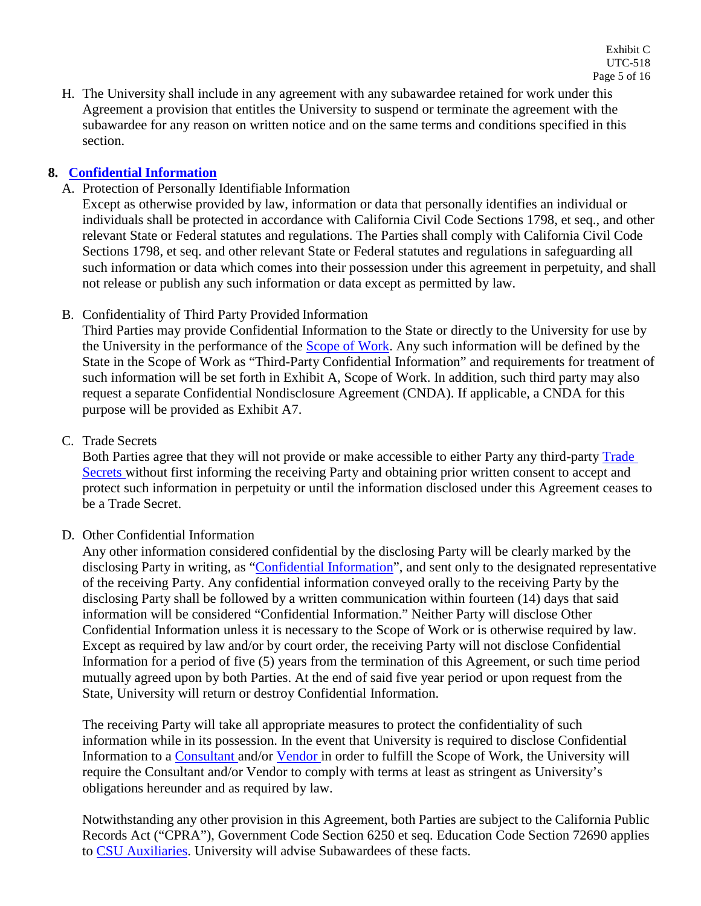H. The University shall include in any agreement with any subawardee retained for work under this Agreement a provision that entitles the University to suspend or terminate the agreement with the subawardee for any reason on written notice and on the same terms and conditions specified in this section.

## 8. Confidential Information

A. Protection of Personally Identifiable Information

Except as otherwise provided by law, information or data that personally identifies an individual or individuals shall be protected in accordance with California Civil Code Sections 1798, et seq., and other relevant State or Federal statutes and regulations. The Parties shall comply with California Civil Code Sections 1798, et seq. and other relevant State or Federal statutes and regulations in safeguarding all such information or data which comes into their possession under this agreement in perpetuity, and shall not release or publish any such information or data except as permitted by law.

B. Confidentiality of Third Party Provided Information

Third Parties may provide Confidential Information to the State or directly to the University for use by the University in the performance of the Scope of Work. Any such information will be defined by the State in the Scope of Work as "Third-Party Confidential Information" and requirements for treatment of such information will be set forth in Exhibit A, Scope of Work. In addition, such third party may also request a separate Confidential Nondisclosure Agreement (CNDA). If applicable, a CNDA for this purpose will be provided as Exhibit A7.

C. Trade Secrets

Both Parties agree that they will not provide or make accessible to either Party any third-party Trade Secrets without first informing the receiving Party and obtaining prior written consent to accept and protect such information in perpetuity or until the information disclosed under this Agreement ceases to be a Trade Secret.

D. Other Confidential Information

Any other information considered confidential by the disclosing Party will be clearly marked by the disclosing Party in writing, as "Confidential Information", and sent only to the designated representative of the receiving Party. Any confidential information conveyed orally to the receiving Party by the disclosing Party shall be followed by a written communication within fourteen (14) days that said information will be considered "Confidential Information." Neither Party will disclose Other Confidential Information unless it is necessary to the Scope of Work or is otherwise required by law. Except as required by law and/or by court order, the receiving Party will not disclose Confidential Information for a period of five (5) years from the termination of this Agreement, or such time period mutually agreed upon by both Parties. At the end of said five year period or upon request from the State, University will return or destroy Confidential Information.

The receiving Party will take all appropriate measures to protect the confidentiality of such information while in its possession. In the event that University is required to disclose Confidential Information to a Consultant and/or Vendor in order to fulfill the Scope of Work, the University will require the Consultant and/or Vendor to comply with terms at least as stringent as University's obligations hereunder and as required by law.

Notwithstanding any other provision in this Agreement, both Parties are subject to the California Public Records Act ("CPRA"), Government Code Section 6250 et seq. Education Code Section 72690 applies to CSU Auxiliaries. University will advise Subawardees of these facts.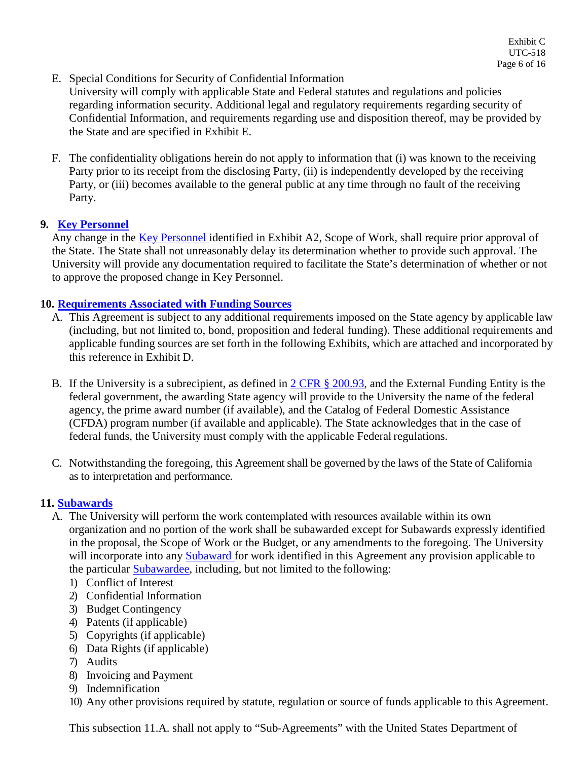E. Special Conditions for Security of Confidential Information
   University will comply with applicable State and Federal statutes and regulations and policies regarding information security. Additional legal and regulatory requirements regarding security of Confidential Information, and requirements regarding use and disposition thereof, may be provided by the State and are specified in Exhibit E.

F. The confidentiality obligations herein do not apply to information that (i) was known to the receiving Party prior to its receipt from the disclosing Party, (ii) is independently developed by the receiving Party, or (iii) becomes available to the general public at any time through no fault of the receiving Party.

**9. Key Personnel**

Any change in the Key Personnel identified in Exhibit A2, Scope of Work, shall require prior approval of the State. The State shall not unreasonably delay its determination whether to provide such approval. The University will provide any documentation required to facilitate the State's determination of whether or not to approve the proposed change in Key Personnel.

**10. Requirements Associated with Funding Sources**

A. This Agreement is subject to any additional requirements imposed on the State agency by applicable law (including, but not limited to, bond, proposition and federal funding). These additional requirements and applicable funding sources are set forth in the following Exhibits, which are attached and incorporated by this reference in Exhibit D.

B. If the University is a subrecipient, as defined in 2 CFR § 200.93, and the External Funding Entity is the federal government, the awarding State agency will provide to the University the name of the federal agency, the prime award number (if available), and the Catalog of Federal Domestic Assistance (CFDA) program number (if available and applicable). The State acknowledges that in the case of federal funds, the University must comply with the applicable Federal regulations.

C. Notwithstanding the foregoing, this Agreement shall be governed by the laws of the State of California as to interpretation and performance.

**11. Subawards**

A. The University will perform the work contemplated with resources available within its own organization and no portion of the work shall be subawarded except for Subawards expressly identified in the proposal, the Scope of Work or the Budget, or any amendments to the foregoing. The University will incorporate into any Subaward for work identified in this Agreement any provision applicable to the particular Subawardee, including, but not limited to the following:
   1) Conflict of Interest
   2) Confidential Information
   3) Budget Contingency
   4) Patents (if applicable)
   5) Copyrights (if applicable)
   6) Data Rights (if applicable)
   7) Audits
   8) Invoicing and Payment
   9) Indemnification
   10) Any other provisions required by statute, regulation or source of funds applicable to this Agreement.

   This subsection 11.A. shall not apply to "Sub-Agreements" with the United States Department of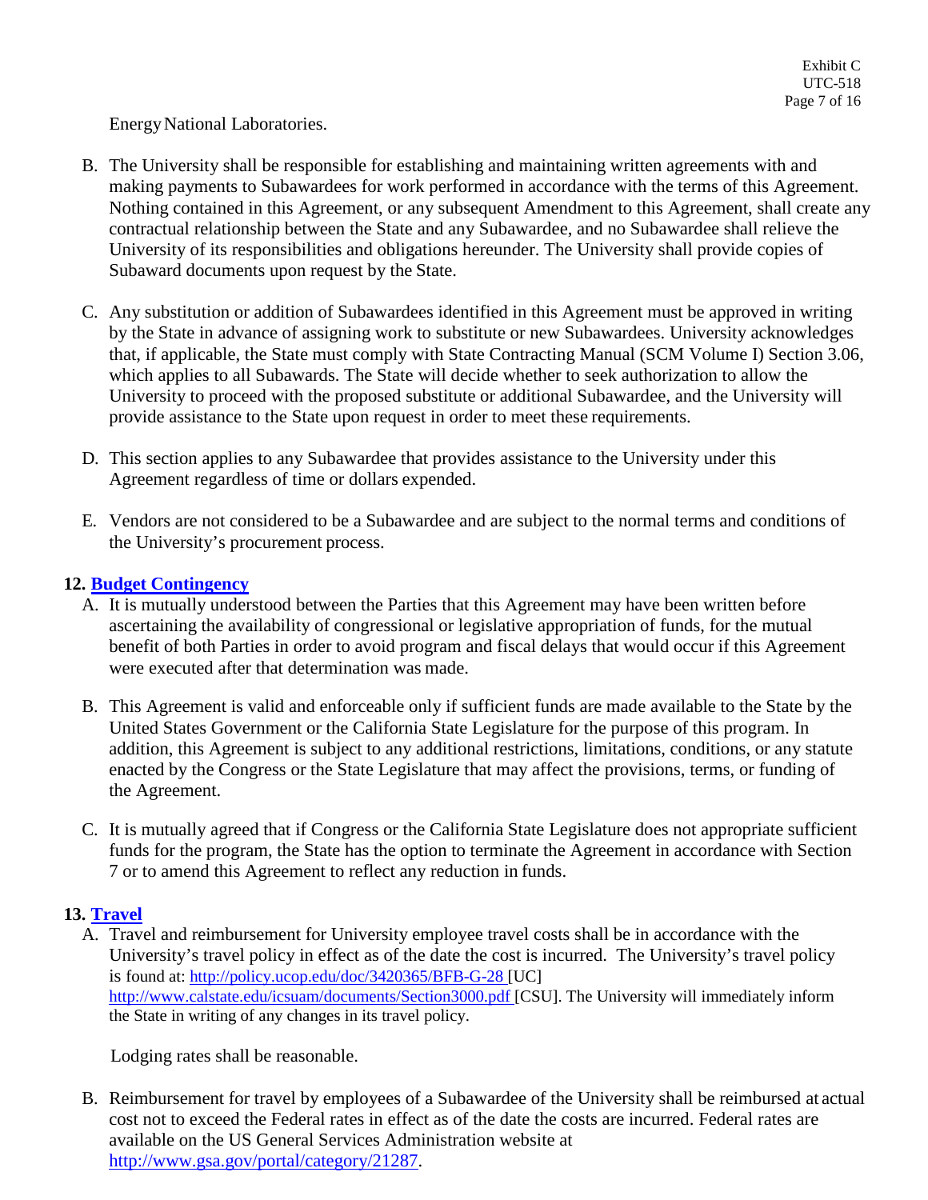Energy National Laboratories.

B. The University shall be responsible for establishing and maintaining written agreements with and making payments to Subawardees for work performed in accordance with the terms of this Agreement. Nothing contained in this Agreement, or any subsequent Amendment to this Agreement, shall create any contractual relationship between the State and any Subawardee, and no Subawardee shall relieve the University of its responsibilities and obligations hereunder. The University shall provide copies of Subaward documents upon request by the State.

C. Any substitution or addition of Subawardees identified in this Agreement must be approved in writing by the State in advance of assigning work to substitute or new Subawardees. University acknowledges that, if applicable, the State must comply with State Contracting Manual (SCM Volume I) Section 3.06, which applies to all Subawards. The State will decide whether to seek authorization to allow the University to proceed with the proposed substitute or additional Subawardee, and the University will provide assistance to the State upon request in order to meet these requirements.

D. This section applies to any Subawardee that provides assistance to the University under this Agreement regardless of time or dollars expended.

E. Vendors are not considered to be a Subawardee and are subject to the normal terms and conditions of the University's procurement process.

**12. Budget Contingency**

A. It is mutually understood between the Parties that this Agreement may have been written before ascertaining the availability of congressional or legislative appropriation of funds, for the mutual benefit of both Parties in order to avoid program and fiscal delays that would occur if this Agreement were executed after that determination was made.

B. This Agreement is valid and enforceable only if sufficient funds are made available to the State by the United States Government or the California State Legislature for the purpose of this program. In addition, this Agreement is subject to any additional restrictions, limitations, conditions, or any statute enacted by the Congress or the State Legislature that may affect the provisions, terms, or funding of the Agreement.

C. It is mutually agreed that if Congress or the California State Legislature does not appropriate sufficient funds for the program, the State has the option to terminate the Agreement in accordance with Section 7 or to amend this Agreement to reflect any reduction in funds.

**13. Travel**

A. Travel and reimbursement for University employee travel costs shall be in accordance with the University's travel policy in effect as of the date the cost is incurred. The University's travel policy is found at: http://policy.ucop.edu/doc/3420365/BFB-G-28 [UC] http://www.calstate.edu/icsuam/documents/Section3000.pdf [CSU]. The University will immediately inform the State in writing of any changes in its travel policy.

Lodging rates shall be reasonable.

B. Reimbursement for travel by employees of a Subawardee of the University shall be reimbursed at actual cost not to exceed the Federal rates in effect as of the date the costs are incurred. Federal rates are available on the US General Services Administration website at http://www.gsa.gov/portal/category/21287.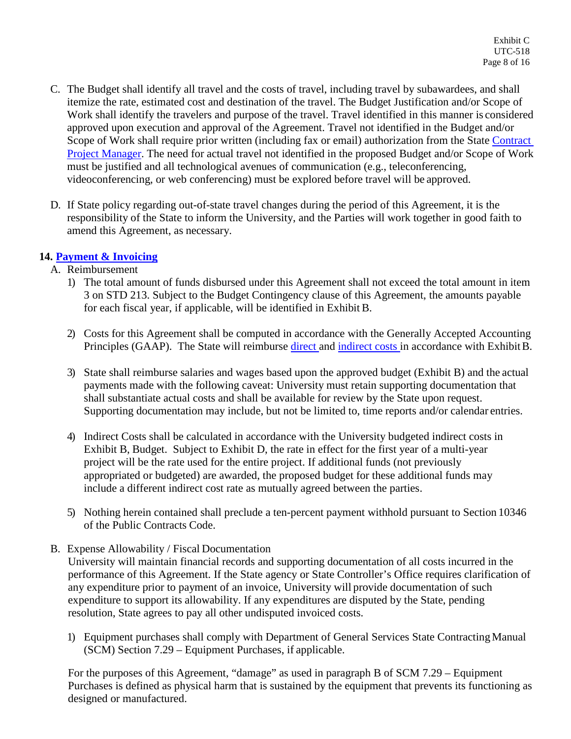C. The Budget shall identify all travel and the costs of travel, including travel by subawardees, and shall itemize the rate, estimated cost and destination of the travel. The Budget Justification and/or Scope of Work shall identify the travelers and purpose of the travel. Travel identified in this manner is considered approved upon execution and approval of the Agreement. Travel not identified in the Budget and/or Scope of Work shall require prior written (including fax or email) authorization from the State Contract Project Manager. The need for actual travel not identified in the proposed Budget and/or Scope of Work must be justified and all technological avenues of communication (e.g., teleconferencing, videoconferencing, or web conferencing) must be explored before travel will be approved.

D. If State policy regarding out-of-state travel changes during the period of this Agreement, it is the responsibility of the State to inform the University, and the Parties will work together in good faith to amend this Agreement, as necessary.

**14. Payment & Invoicing**

A. Reimbursement

1) The total amount of funds disbursed under this Agreement shall not exceed the total amount in item 3 on STD 213. Subject to the Budget Contingency clause of this Agreement, the amounts payable for each fiscal year, if applicable, will be identified in Exhibit B.

2) Costs for this Agreement shall be computed in accordance with the Generally Accepted Accounting Principles (GAAP). The State will reimburse direct and indirect costs in accordance with Exhibit B.

3) State shall reimburse salaries and wages based upon the approved budget (Exhibit B) and the actual payments made with the following caveat: University must retain supporting documentation that shall substantiate actual costs and shall be available for review by the State upon request. Supporting documentation may include, but not be limited to, time reports and/or calendar entries.

4) Indirect Costs shall be calculated in accordance with the University budgeted indirect costs in Exhibit B, Budget. Subject to Exhibit D, the rate in effect for the first year of a multi-year project will be the rate used for the entire project. If additional funds (not previously appropriated or budgeted) are awarded, the proposed budget for these additional funds may include a different indirect cost rate as mutually agreed between the parties.

5) Nothing herein contained shall preclude a ten-percent payment withhold pursuant to Section 10346 of the Public Contracts Code.

B. Expense Allowability / Fiscal Documentation

University will maintain financial records and supporting documentation of all costs incurred in the performance of this Agreement. If the State agency or State Controller's Office requires clarification of any expenditure prior to payment of an invoice, University will provide documentation of such expenditure to support its allowability. If any expenditures are disputed by the State, pending resolution, State agrees to pay all other undisputed invoiced costs.

1) Equipment purchases shall comply with Department of General Services State Contracting Manual (SCM) Section 7.29 – Equipment Purchases, if applicable.

For the purposes of this Agreement, "damage" as used in paragraph B of SCM 7.29 – Equipment Purchases is defined as physical harm that is sustained by the equipment that prevents its functioning as designed or manufactured.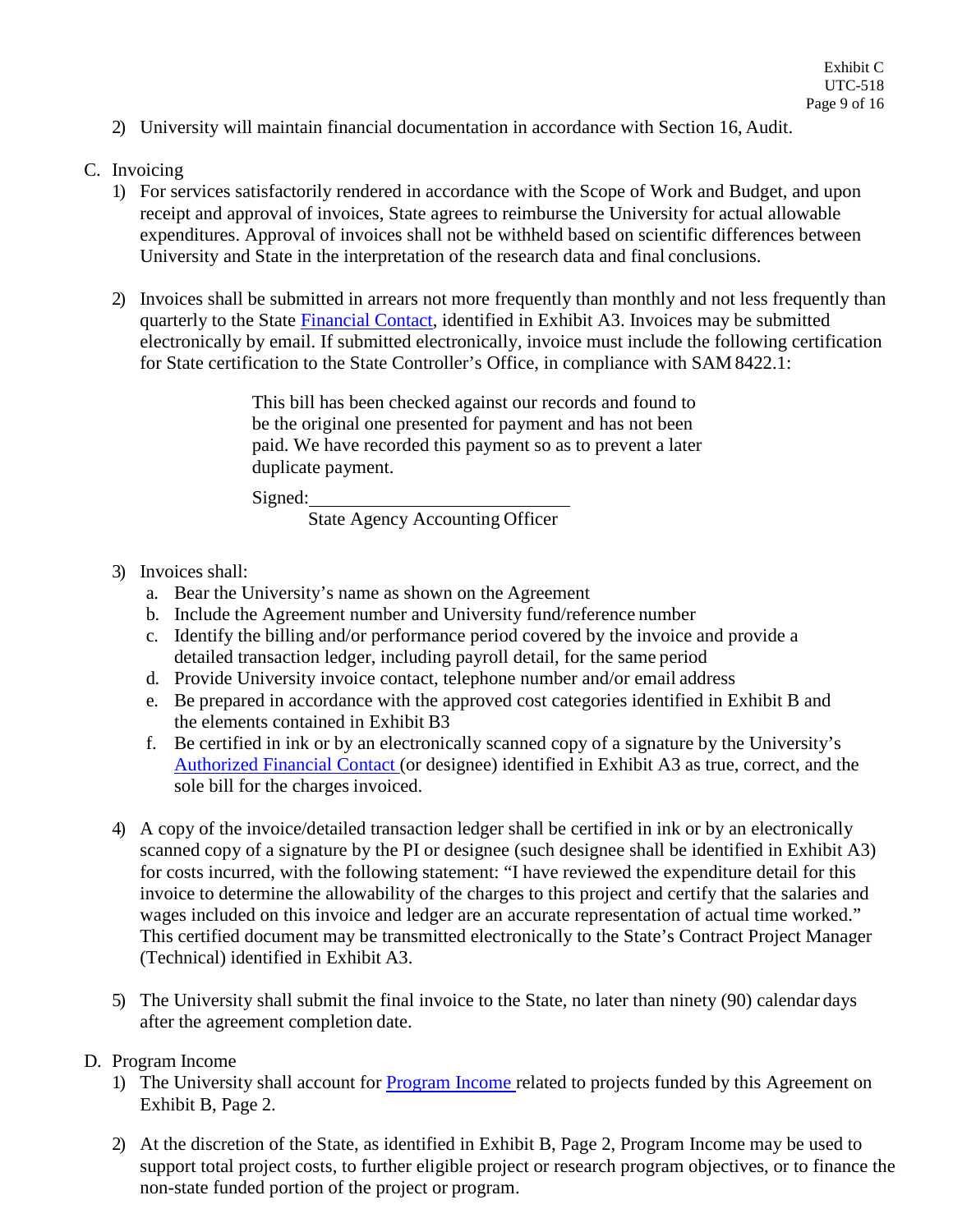2) University will maintain financial documentation in accordance with Section 16, Audit.

C. Invoicing

1) For services satisfactorily rendered in accordance with the Scope of Work and Budget, and upon receipt and approval of invoices, State agrees to reimburse the University for actual allowable expenditures. Approval of invoices shall not be withheld based on scientific differences between University and State in the interpretation of the research data and final conclusions.

2) Invoices shall be submitted in arrears not more frequently than monthly and not less frequently than quarterly to the State Financial Contact, identified in Exhibit A3. Invoices may be submitted electronically by email. If submitted electronically, invoice must include the following certification for State certification to the State Controller's Office, in compliance with SAM 8422.1:

> This bill has been checked against our records and found to be the original one presented for payment and has not been paid. We have recorded this payment so as to prevent a later duplicate payment.
>
> Signed:\_\_\_\_\_\_\_\_\_\_\_\_\_\_\_\_\_\_\_\_\_\_\_\_\_\_
>
> State Agency Accounting Officer

3) Invoices shall:
   a. Bear the University's name as shown on the Agreement
   b. Include the Agreement number and University fund/reference number
   c. Identify the billing and/or performance period covered by the invoice and provide a detailed transaction ledger, including payroll detail, for the same period
   d. Provide University invoice contact, telephone number and/or email address
   e. Be prepared in accordance with the approved cost categories identified in Exhibit B and the elements contained in Exhibit B3
   f. Be certified in ink or by an electronically scanned copy of a signature by the University's Authorized Financial Contact (or designee) identified in Exhibit A3 as true, correct, and the sole bill for the charges invoiced.

4) A copy of the invoice/detailed transaction ledger shall be certified in ink or by an electronically scanned copy of a signature by the PI or designee (such designee shall be identified in Exhibit A3) for costs incurred, with the following statement: "I have reviewed the expenditure detail for this invoice to determine the allowability of the charges to this project and certify that the salaries and wages included on this invoice and ledger are an accurate representation of actual time worked." This certified document may be transmitted electronically to the State's Contract Project Manager (Technical) identified in Exhibit A3.

5) The University shall submit the final invoice to the State, no later than ninety (90) calendar days after the agreement completion date.

D. Program Income

1) The University shall account for Program Income related to projects funded by this Agreement on Exhibit B, Page 2.

2) At the discretion of the State, as identified in Exhibit B, Page 2, Program Income may be used to support total project costs, to further eligible project or research program objectives, or to finance the non-state funded portion of the project or program.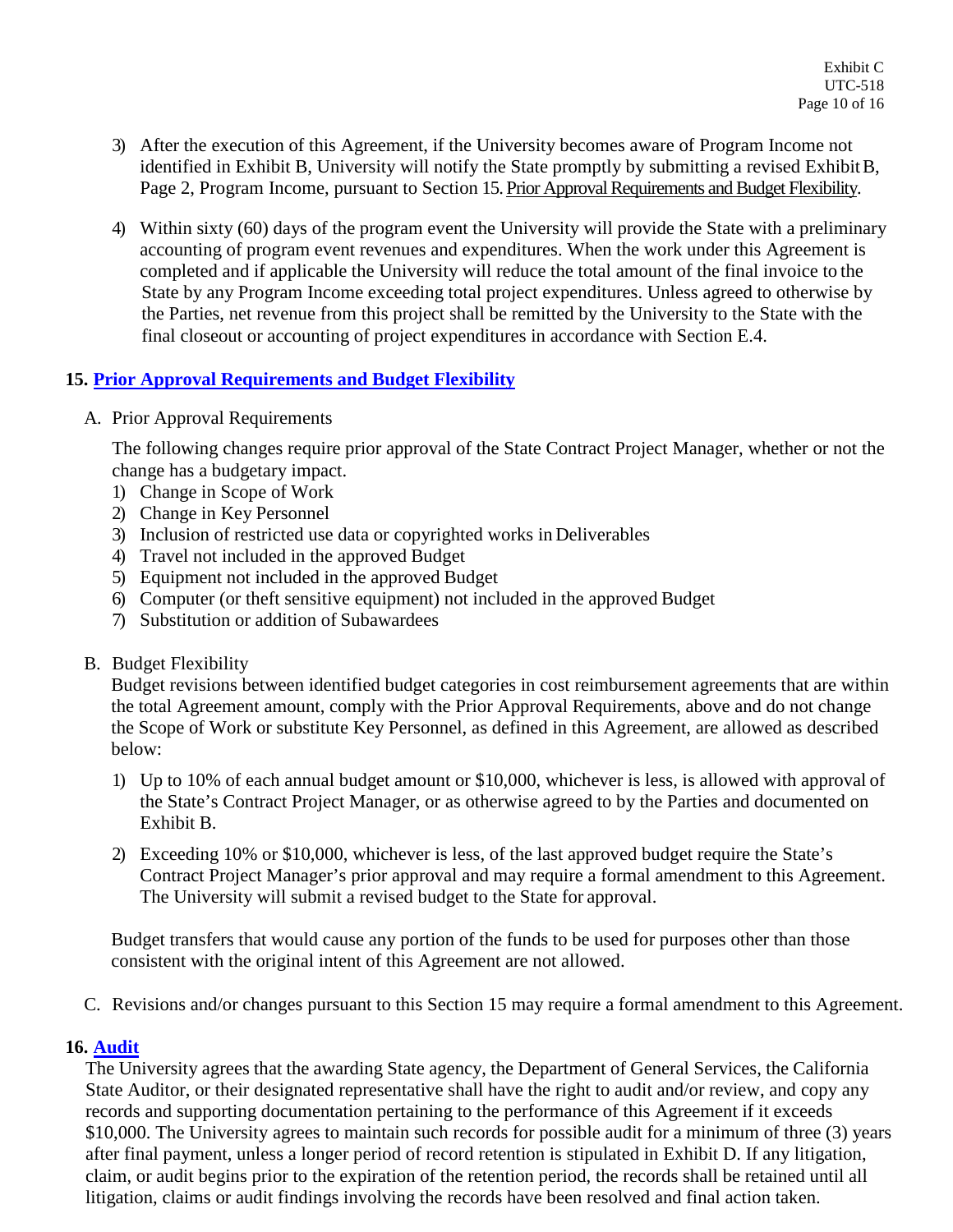3) After the execution of this Agreement, if the University becomes aware of Program Income not identified in Exhibit B, University will notify the State promptly by submitting a revised Exhibit B, Page 2, Program Income, pursuant to Section 15. Prior Approval Requirements and Budget Flexibility.

4) Within sixty (60) days of the program event the University will provide the State with a preliminary accounting of program event revenues and expenditures. When the work under this Agreement is completed and if applicable the University will reduce the total amount of the final invoice to the State by any Program Income exceeding total project expenditures. Unless agreed to otherwise by the Parties, net revenue from this project shall be remitted by the University to the State with the final closeout or accounting of project expenditures in accordance with Section E.4.

## 15. Prior Approval Requirements and Budget Flexibility

A. Prior Approval Requirements

The following changes require prior approval of the State Contract Project Manager, whether or not the change has a budgetary impact.

1) Change in Scope of Work
2) Change in Key Personnel
3) Inclusion of restricted use data or copyrighted works in Deliverables
4) Travel not included in the approved Budget
5) Equipment not included in the approved Budget
6) Computer (or theft sensitive equipment) not included in the approved Budget
7) Substitution or addition of Subawardees

B. Budget Flexibility

Budget revisions between identified budget categories in cost reimbursement agreements that are within the total Agreement amount, comply with the Prior Approval Requirements, above and do not change the Scope of Work or substitute Key Personnel, as defined in this Agreement, are allowed as described below:

1) Up to 10% of each annual budget amount or $10,000, whichever is less, is allowed with approval of the State's Contract Project Manager, or as otherwise agreed to by the Parties and documented on Exhibit B.

2) Exceeding 10% or $10,000, whichever is less, of the last approved budget require the State's Contract Project Manager's prior approval and may require a formal amendment to this Agreement. The University will submit a revised budget to the State for approval.

Budget transfers that would cause any portion of the funds to be used for purposes other than those consistent with the original intent of this Agreement are not allowed.

C. Revisions and/or changes pursuant to this Section 15 may require a formal amendment to this Agreement.

## 16. Audit

The University agrees that the awarding State agency, the Department of General Services, the California State Auditor, or their designated representative shall have the right to audit and/or review, and copy any records and supporting documentation pertaining to the performance of this Agreement if it exceeds $10,000. The University agrees to maintain such records for possible audit for a minimum of three (3) years after final payment, unless a longer period of record retention is stipulated in Exhibit D. If any litigation, claim, or audit begins prior to the expiration of the retention period, the records shall be retained until all litigation, claims or audit findings involving the records have been resolved and final action taken.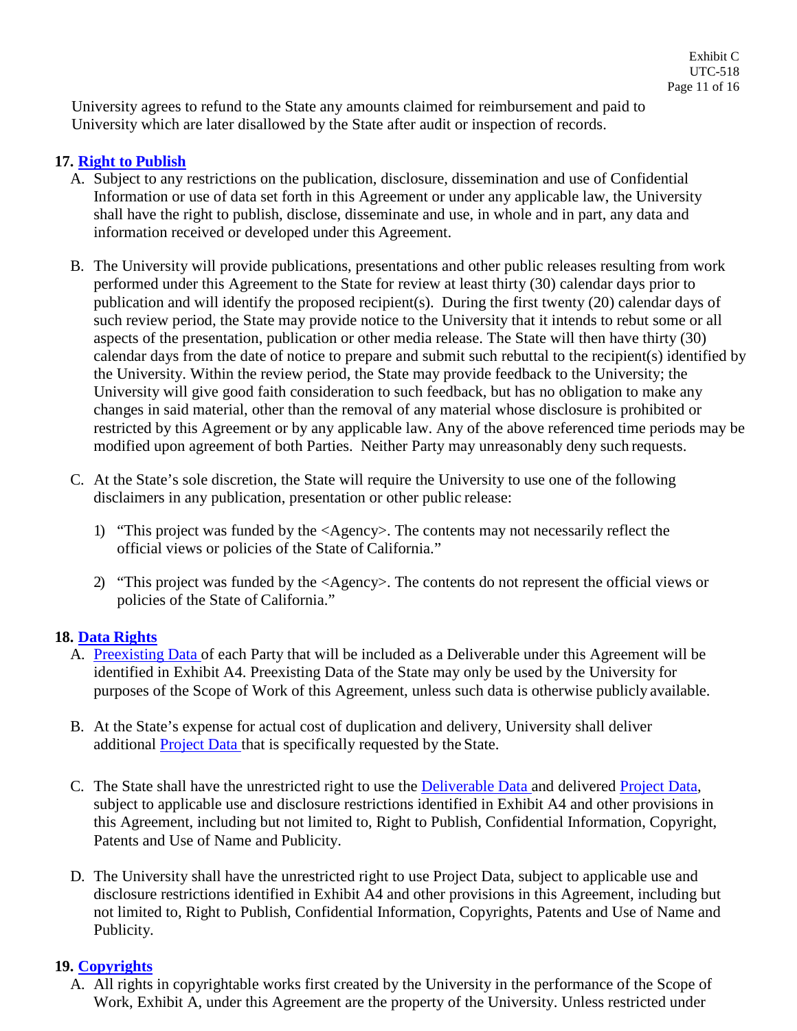University agrees to refund to the State any amounts claimed for reimbursement and paid to University which are later disallowed by the State after audit or inspection of records.

## 17. Right to Publish

A. Subject to any restrictions on the publication, disclosure, dissemination and use of Confidential Information or use of data set forth in this Agreement or under any applicable law, the University shall have the right to publish, disclose, disseminate and use, in whole and in part, any data and information received or developed under this Agreement.

B. The University will provide publications, presentations and other public releases resulting from work performed under this Agreement to the State for review at least thirty (30) calendar days prior to publication and will identify the proposed recipient(s). During the first twenty (20) calendar days of such review period, the State may provide notice to the University that it intends to rebut some or all aspects of the presentation, publication or other media release. The State will then have thirty (30) calendar days from the date of notice to prepare and submit such rebuttal to the recipient(s) identified by the University. Within the review period, the State may provide feedback to the University; the University will give good faith consideration to such feedback, but has no obligation to make any changes in said material, other than the removal of any material whose disclosure is prohibited or restricted by this Agreement or by any applicable law. Any of the above referenced time periods may be modified upon agreement of both Parties. Neither Party may unreasonably deny such requests.

C. At the State's sole discretion, the State will require the University to use one of the following disclaimers in any publication, presentation or other public release:

1) "This project was funded by the <Agency>. The contents may not necessarily reflect the official views or policies of the State of California."

2) "This project was funded by the <Agency>. The contents do not represent the official views or policies of the State of California."

## 18. Data Rights

A. Preexisting Data of each Party that will be included as a Deliverable under this Agreement will be identified in Exhibit A4. Preexisting Data of the State may only be used by the University for purposes of the Scope of Work of this Agreement, unless such data is otherwise publicly available.

B. At the State's expense for actual cost of duplication and delivery, University shall deliver additional Project Data that is specifically requested by the State.

C. The State shall have the unrestricted right to use the Deliverable Data and delivered Project Data, subject to applicable use and disclosure restrictions identified in Exhibit A4 and other provisions in this Agreement, including but not limited to, Right to Publish, Confidential Information, Copyright, Patents and Use of Name and Publicity.

D. The University shall have the unrestricted right to use Project Data, subject to applicable use and disclosure restrictions identified in Exhibit A4 and other provisions in this Agreement, including but not limited to, Right to Publish, Confidential Information, Copyrights, Patents and Use of Name and Publicity.

## 19. Copyrights

A. All rights in copyrightable works first created by the University in the performance of the Scope of Work, Exhibit A, under this Agreement are the property of the University. Unless restricted under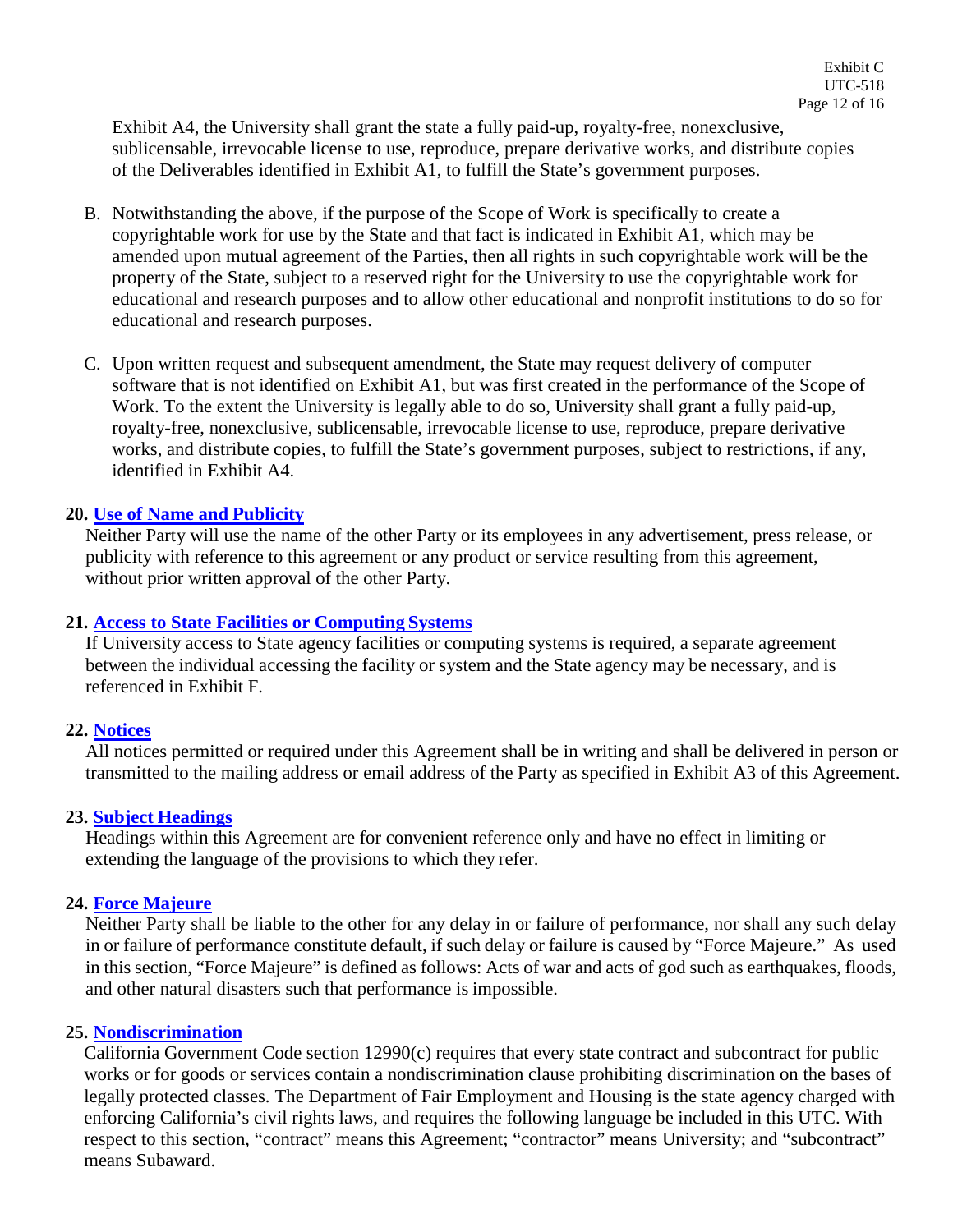Exhibit A4, the University shall grant the state a fully paid-up, royalty-free, nonexclusive, sublicensable, irrevocable license to use, reproduce, prepare derivative works, and distribute copies of the Deliverables identified in Exhibit A1, to fulfill the State's government purposes.

B. Notwithstanding the above, if the purpose of the Scope of Work is specifically to create a copyrightable work for use by the State and that fact is indicated in Exhibit A1, which may be amended upon mutual agreement of the Parties, then all rights in such copyrightable work will be the property of the State, subject to a reserved right for the University to use the copyrightable work for educational and research purposes and to allow other educational and nonprofit institutions to do so for educational and research purposes.

C. Upon written request and subsequent amendment, the State may request delivery of computer software that is not identified on Exhibit A1, but was first created in the performance of the Scope of Work. To the extent the University is legally able to do so, University shall grant a fully paid-up, royalty-free, nonexclusive, sublicensable, irrevocable license to use, reproduce, prepare derivative works, and distribute copies, to fulfill the State's government purposes, subject to restrictions, if any, identified in Exhibit A4.

**20. Use of Name and Publicity**

Neither Party will use the name of the other Party or its employees in any advertisement, press release, or publicity with reference to this agreement or any product or service resulting from this agreement, without prior written approval of the other Party.

**21. Access to State Facilities or Computing Systems**

If University access to State agency facilities or computing systems is required, a separate agreement between the individual accessing the facility or system and the State agency may be necessary, and is referenced in Exhibit F.

**22. Notices**

All notices permitted or required under this Agreement shall be in writing and shall be delivered in person or transmitted to the mailing address or email address of the Party as specified in Exhibit A3 of this Agreement.

**23. Subject Headings**

Headings within this Agreement are for convenient reference only and have no effect in limiting or extending the language of the provisions to which they refer.

**24. Force Majeure**

Neither Party shall be liable to the other for any delay in or failure of performance, nor shall any such delay in or failure of performance constitute default, if such delay or failure is caused by "Force Majeure." As used in this section, "Force Majeure" is defined as follows: Acts of war and acts of god such as earthquakes, floods, and other natural disasters such that performance is impossible.

**25. Nondiscrimination**

California Government Code section 12990(c) requires that every state contract and subcontract for public works or for goods or services contain a nondiscrimination clause prohibiting discrimination on the bases of legally protected classes. The Department of Fair Employment and Housing is the state agency charged with enforcing California's civil rights laws, and requires the following language be included in this UTC. With respect to this section, "contract" means this Agreement; "contractor" means University; and "subcontract" means Subaward.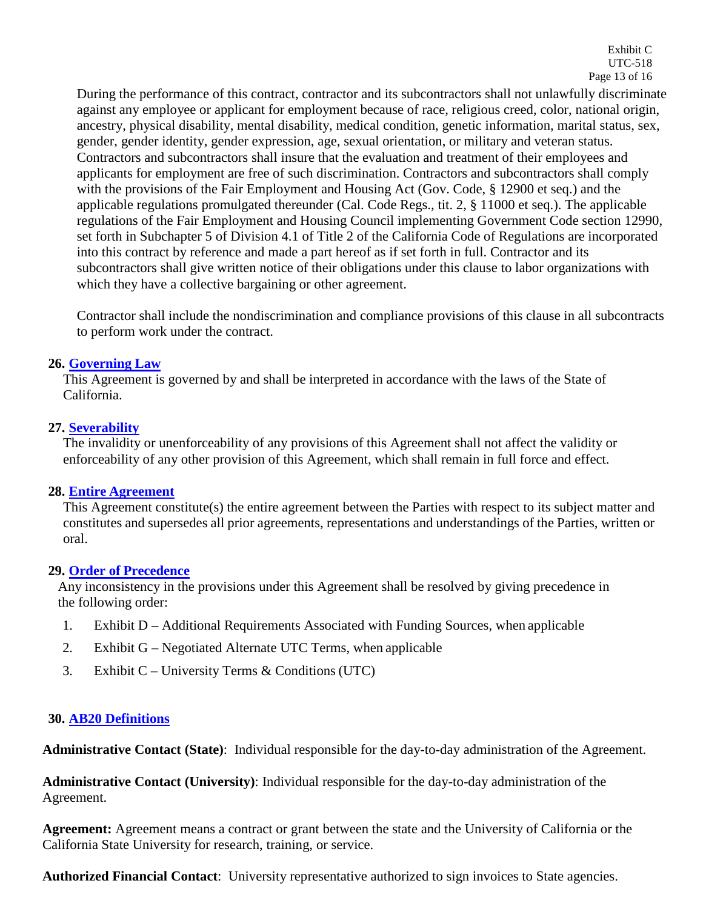During the performance of this contract, contractor and its subcontractors shall not unlawfully discriminate against any employee or applicant for employment because of race, religious creed, color, national origin, ancestry, physical disability, mental disability, medical condition, genetic information, marital status, sex, gender, gender identity, gender expression, age, sexual orientation, or military and veteran status. Contractors and subcontractors shall insure that the evaluation and treatment of their employees and applicants for employment are free of such discrimination. Contractors and subcontractors shall comply with the provisions of the Fair Employment and Housing Act (Gov. Code, § 12900 et seq.) and the applicable regulations promulgated thereunder (Cal. Code Regs., tit. 2, § 11000 et seq.). The applicable regulations of the Fair Employment and Housing Council implementing Government Code section 12990, set forth in Subchapter 5 of Division 4.1 of Title 2 of the California Code of Regulations are incorporated into this contract by reference and made a part hereof as if set forth in full. Contractor and its subcontractors shall give written notice of their obligations under this clause to labor organizations with which they have a collective bargaining or other agreement.

Contractor shall include the nondiscrimination and compliance provisions of this clause in all subcontracts to perform work under the contract.

**26. Governing Law**

This Agreement is governed by and shall be interpreted in accordance with the laws of the State of California.

**27. Severability**

The invalidity or unenforceability of any provisions of this Agreement shall not affect the validity or enforceability of any other provision of this Agreement, which shall remain in full force and effect.

**28. Entire Agreement**

This Agreement constitute(s) the entire agreement between the Parties with respect to its subject matter and constitutes and supersedes all prior agreements, representations and understandings of the Parties, written or oral.

**29. Order of Precedence**

Any inconsistency in the provisions under this Agreement shall be resolved by giving precedence in the following order:

1. Exhibit D – Additional Requirements Associated with Funding Sources, when applicable
2. Exhibit G – Negotiated Alternate UTC Terms, when applicable
3. Exhibit C – University Terms & Conditions (UTC)

**30. AB20 Definitions**

**Administrative Contact (State)**: Individual responsible for the day-to-day administration of the Agreement.

**Administrative Contact (University)**: Individual responsible for the day-to-day administration of the Agreement.

**Agreement:** Agreement means a contract or grant between the state and the University of California or the California State University for research, training, or service.

**Authorized Financial Contact**: University representative authorized to sign invoices to State agencies.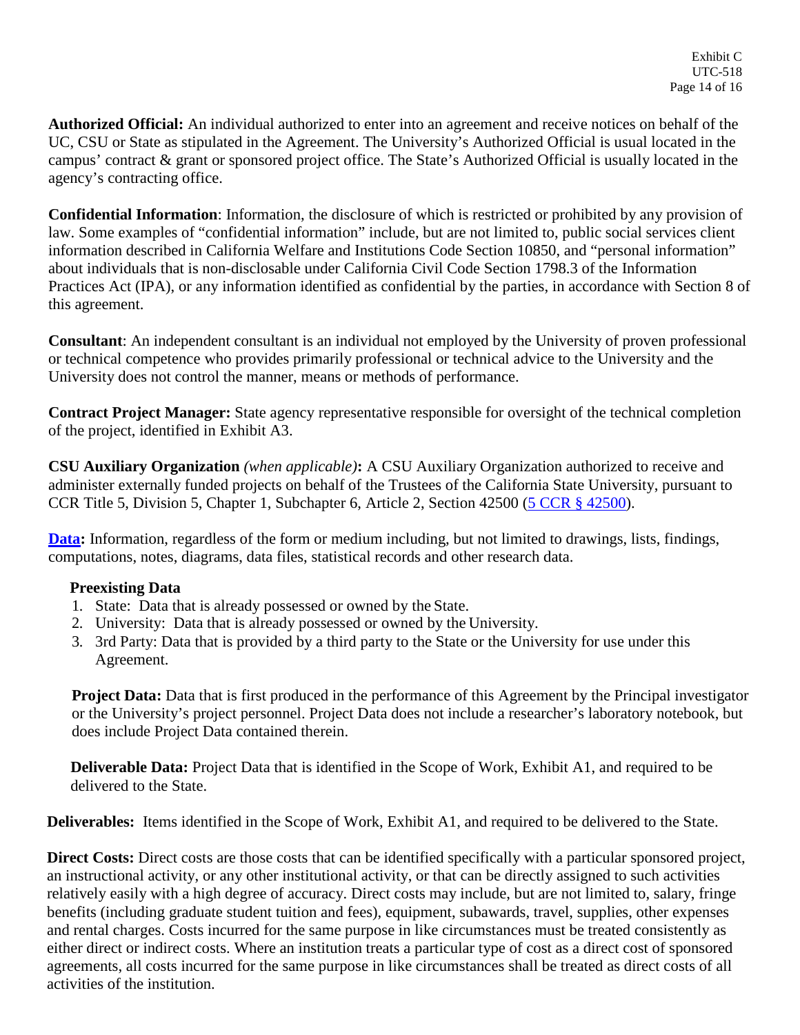**Authorized Official:** An individual authorized to enter into an agreement and receive notices on behalf of the UC, CSU or State as stipulated in the Agreement. The University's Authorized Official is usual located in the campus' contract & grant or sponsored project office. The State's Authorized Official is usually located in the agency's contracting office.

**Confidential Information**: Information, the disclosure of which is restricted or prohibited by any provision of law. Some examples of "confidential information" include, but are not limited to, public social services client information described in California Welfare and Institutions Code Section 10850, and "personal information" about individuals that is non-disclosable under California Civil Code Section 1798.3 of the Information Practices Act (IPA), or any information identified as confidential by the parties, in accordance with Section 8 of this agreement.

**Consultant**: An independent consultant is an individual not employed by the University of proven professional or technical competence who provides primarily professional or technical advice to the University and the University does not control the manner, means or methods of performance.

**Contract Project Manager:** State agency representative responsible for oversight of the technical completion of the project, identified in Exhibit A3.

**CSU Auxiliary Organization** *(when applicable)***:** A CSU Auxiliary Organization authorized to receive and administer externally funded projects on behalf of the Trustees of the California State University, pursuant to CCR Title 5, Division 5, Chapter 1, Subchapter 6, Article 2, Section 42500 (5 CCR § 42500).

**Data:** Information, regardless of the form or medium including, but not limited to drawings, lists, findings, computations, notes, diagrams, data files, statistical records and other research data.

**Preexisting Data**

1. State: Data that is already possessed or owned by the State.
2. University: Data that is already possessed or owned by the University.
3. 3rd Party: Data that is provided by a third party to the State or the University for use under this Agreement.

**Project Data:** Data that is first produced in the performance of this Agreement by the Principal investigator or the University's project personnel. Project Data does not include a researcher's laboratory notebook, but does include Project Data contained therein.

**Deliverable Data:** Project Data that is identified in the Scope of Work, Exhibit A1, and required to be delivered to the State.

**Deliverables:** Items identified in the Scope of Work, Exhibit A1, and required to be delivered to the State.

**Direct Costs:** Direct costs are those costs that can be identified specifically with a particular sponsored project, an instructional activity, or any other institutional activity, or that can be directly assigned to such activities relatively easily with a high degree of accuracy. Direct costs may include, but are not limited to, salary, fringe benefits (including graduate student tuition and fees), equipment, subawards, travel, supplies, other expenses and rental charges. Costs incurred for the same purpose in like circumstances must be treated consistently as either direct or indirect costs. Where an institution treats a particular type of cost as a direct cost of sponsored agreements, all costs incurred for the same purpose in like circumstances shall be treated as direct costs of all activities of the institution.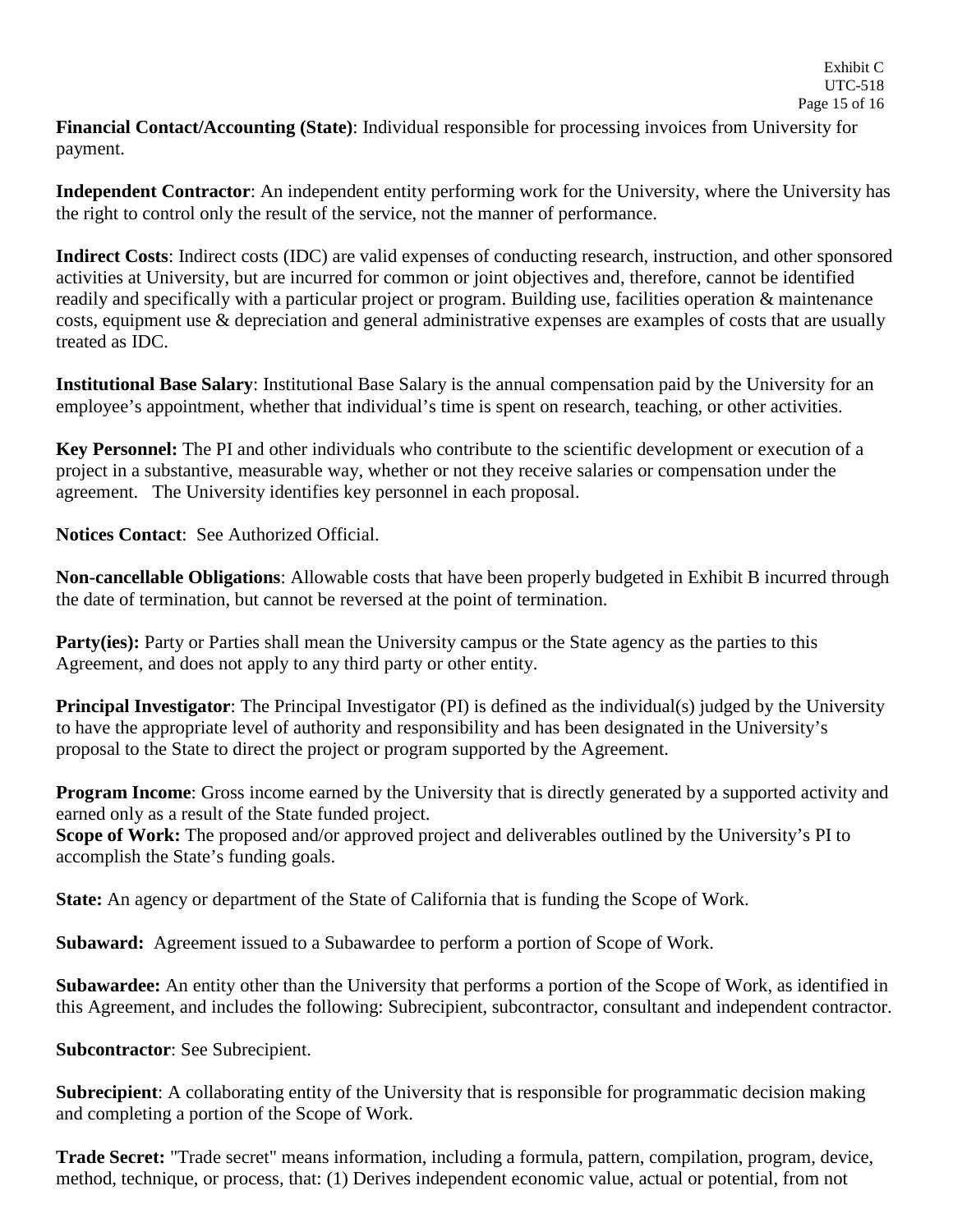**Financial Contact/Accounting (State)**: Individual responsible for processing invoices from University for payment.

**Independent Contractor**: An independent entity performing work for the University, where the University has the right to control only the result of the service, not the manner of performance.

**Indirect Costs**: Indirect costs (IDC) are valid expenses of conducting research, instruction, and other sponsored activities at University, but are incurred for common or joint objectives and, therefore, cannot be identified readily and specifically with a particular project or program. Building use, facilities operation & maintenance costs, equipment use & depreciation and general administrative expenses are examples of costs that are usually treated as IDC.

**Institutional Base Salary**: Institutional Base Salary is the annual compensation paid by the University for an employee's appointment, whether that individual's time is spent on research, teaching, or other activities.

**Key Personnel:** The PI and other individuals who contribute to the scientific development or execution of a project in a substantive, measurable way, whether or not they receive salaries or compensation under the agreement. The University identifies key personnel in each proposal.

**Notices Contact**: See Authorized Official.

**Non-cancellable Obligations**: Allowable costs that have been properly budgeted in Exhibit B incurred through the date of termination, but cannot be reversed at the point of termination.

**Party(ies):** Party or Parties shall mean the University campus or the State agency as the parties to this Agreement, and does not apply to any third party or other entity.

**Principal Investigator**: The Principal Investigator (PI) is defined as the individual(s) judged by the University to have the appropriate level of authority and responsibility and has been designated in the University's proposal to the State to direct the project or program supported by the Agreement.

**Program Income**: Gross income earned by the University that is directly generated by a supported activity and earned only as a result of the State funded project.
**Scope of Work:** The proposed and/or approved project and deliverables outlined by the University's PI to accomplish the State's funding goals.

**State:** An agency or department of the State of California that is funding the Scope of Work.

**Subaward:** Agreement issued to a Subawardee to perform a portion of Scope of Work.

**Subawardee:** An entity other than the University that performs a portion of the Scope of Work, as identified in this Agreement, and includes the following: Subrecipient, subcontractor, consultant and independent contractor.

**Subcontractor**: See Subrecipient.

**Subrecipient**: A collaborating entity of the University that is responsible for programmatic decision making and completing a portion of the Scope of Work.

**Trade Secret:** "Trade secret" means information, including a formula, pattern, compilation, program, device, method, technique, or process, that: (1) Derives independent economic value, actual or potential, from not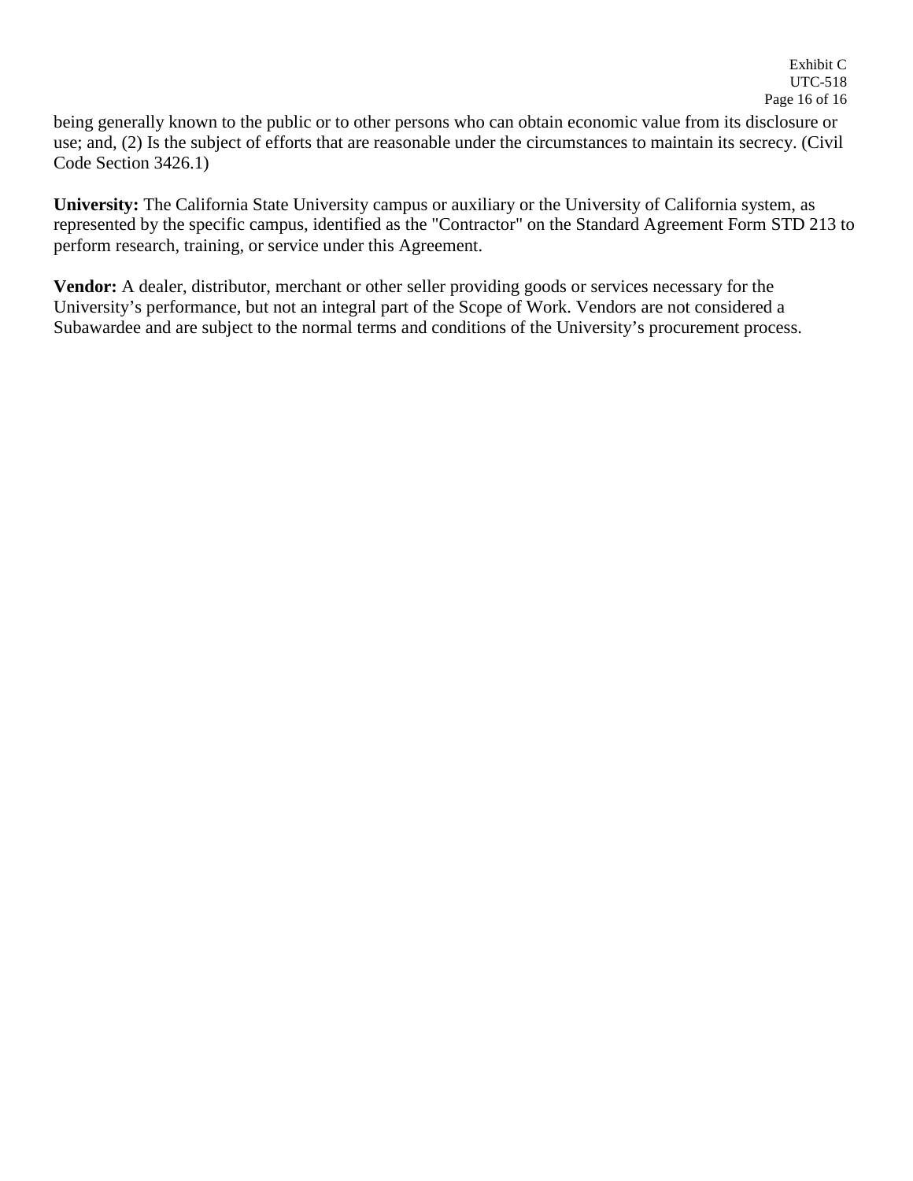being generally known to the public or to other persons who can obtain economic value from its disclosure or use; and, (2) Is the subject of efforts that are reasonable under the circumstances to maintain its secrecy. (Civil Code Section 3426.1)

**University:** The California State University campus or auxiliary or the University of California system, as represented by the specific campus, identified as the "Contractor" on the Standard Agreement Form STD 213 to perform research, training, or service under this Agreement.

**Vendor:** A dealer, distributor, merchant or other seller providing goods or services necessary for the University's performance, but not an integral part of the Scope of Work. Vendors are not considered a Subawardee and are subject to the normal terms and conditions of the University's procurement process.